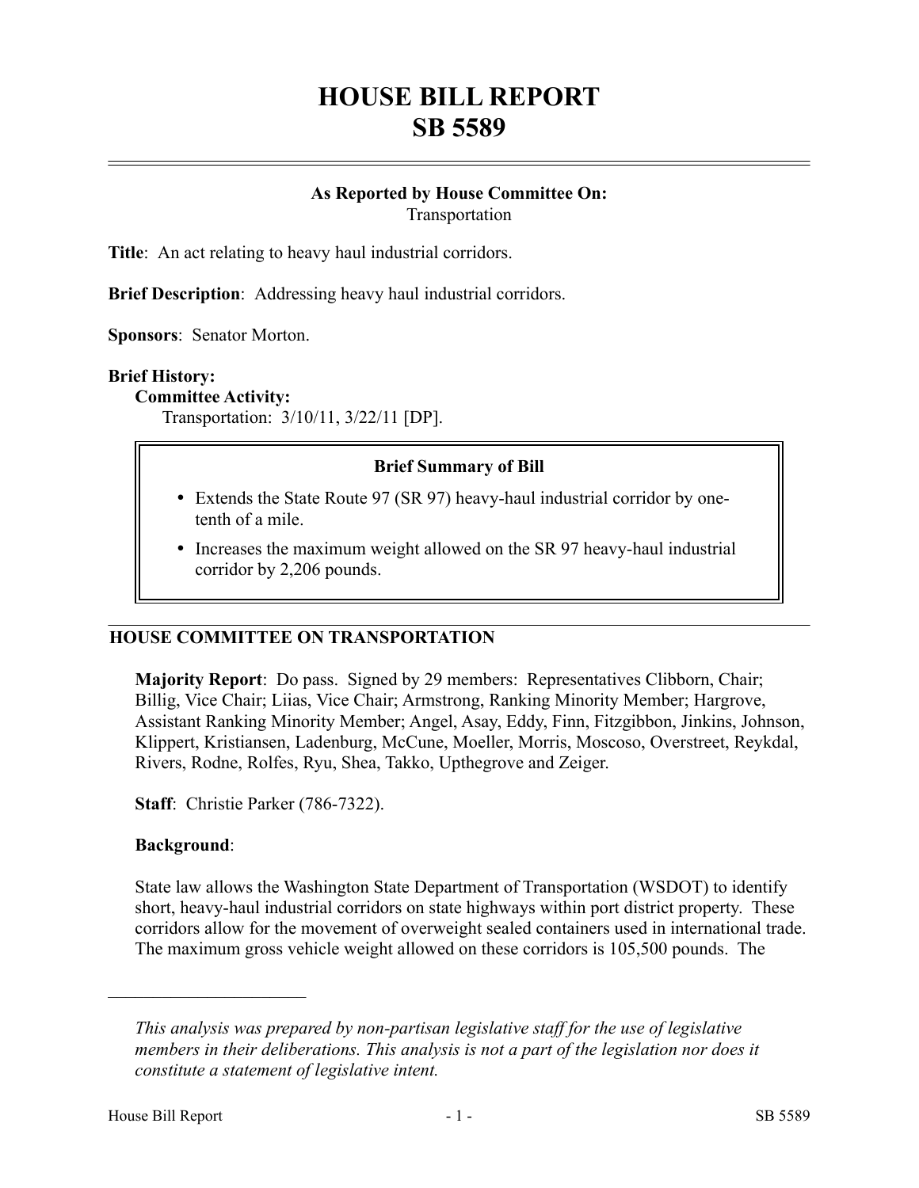# HOUSE BILL REPORT
# SB 5589

**As Reported by House Committee On:**
Transportation

**Title**: An act relating to heavy haul industrial corridors.

**Brief Description**: Addressing heavy haul industrial corridors.

**Sponsors**: Senator Morton.

**Brief History:**

**Committee Activity:**

Transportation: 3/10/11, 3/22/11 [DP].

> **Brief Summary of Bill**
>
> - Extends the State Route 97 (SR 97) heavy-haul industrial corridor by one-tenth of a mile.
> - Increases the maximum weight allowed on the SR 97 heavy-haul industrial corridor by 2,206 pounds.

## HOUSE COMMITTEE ON TRANSPORTATION

**Majority Report**: Do pass. Signed by 29 members: Representatives Clibborn, Chair; Billig, Vice Chair; Liias, Vice Chair; Armstrong, Ranking Minority Member; Hargrove, Assistant Ranking Minority Member; Angel, Asay, Eddy, Finn, Fitzgibbon, Jinkins, Johnson, Klippert, Kristiansen, Ladenburg, McCune, Moeller, Morris, Moscoso, Overstreet, Reykdal, Rivers, Rodne, Rolfes, Ryu, Shea, Takko, Upthegrove and Zeiger.

**Staff**: Christie Parker (786-7322).

**Background**:

State law allows the Washington State Department of Transportation (WSDOT) to identify short, heavy-haul industrial corridors on state highways within port district property. These corridors allow for the movement of overweight sealed containers used in international trade. The maximum gross vehicle weight allowed on these corridors is 105,500 pounds. The

---

*This analysis was prepared by non-partisan legislative staff for the use of legislative members in their deliberations. This analysis is not a part of the legislation nor does it constitute a statement of legislative intent.*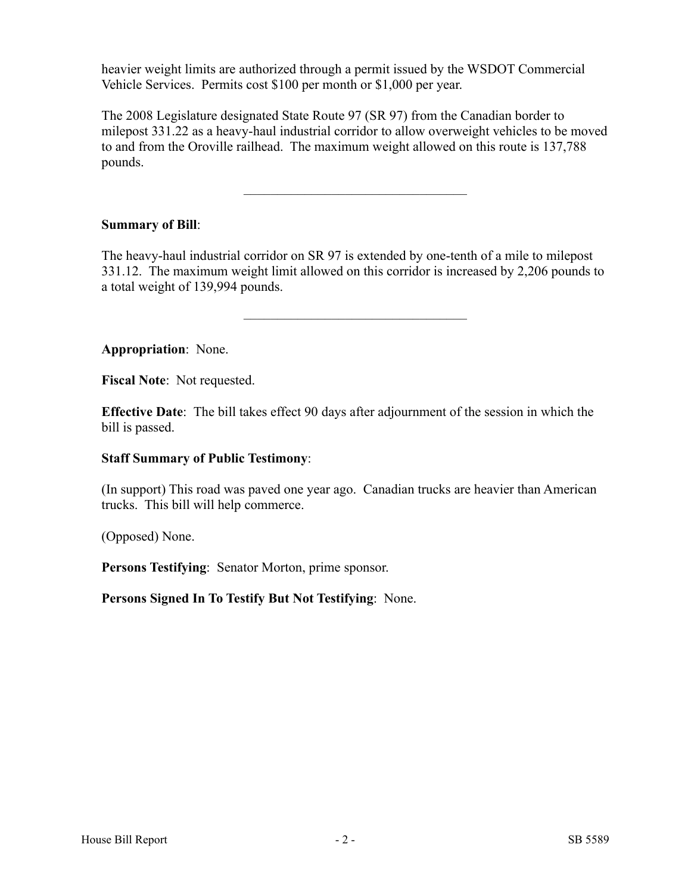heavier weight limits are authorized through a permit issued by the WSDOT Commercial Vehicle Services. Permits cost $100 per month or $1,000 per year.

The 2008 Legislature designated State Route 97 (SR 97) from the Canadian border to milepost 331.22 as a heavy-haul industrial corridor to allow overweight vehicles to be moved to and from the Oroville railhead. The maximum weight allowed on this route is 137,788 pounds.

---

**Summary of Bill**:

The heavy-haul industrial corridor on SR 97 is extended by one-tenth of a mile to milepost 331.12. The maximum weight limit allowed on this corridor is increased by 2,206 pounds to a total weight of 139,994 pounds.

---

**Appropriation**: None.

**Fiscal Note**: Not requested.

**Effective Date**: The bill takes effect 90 days after adjournment of the session in which the bill is passed.

**Staff Summary of Public Testimony**:

(In support) This road was paved one year ago. Canadian trucks are heavier than American trucks. This bill will help commerce.

(Opposed) None.

**Persons Testifying**: Senator Morton, prime sponsor.

**Persons Signed In To Testify But Not Testifying**: None.